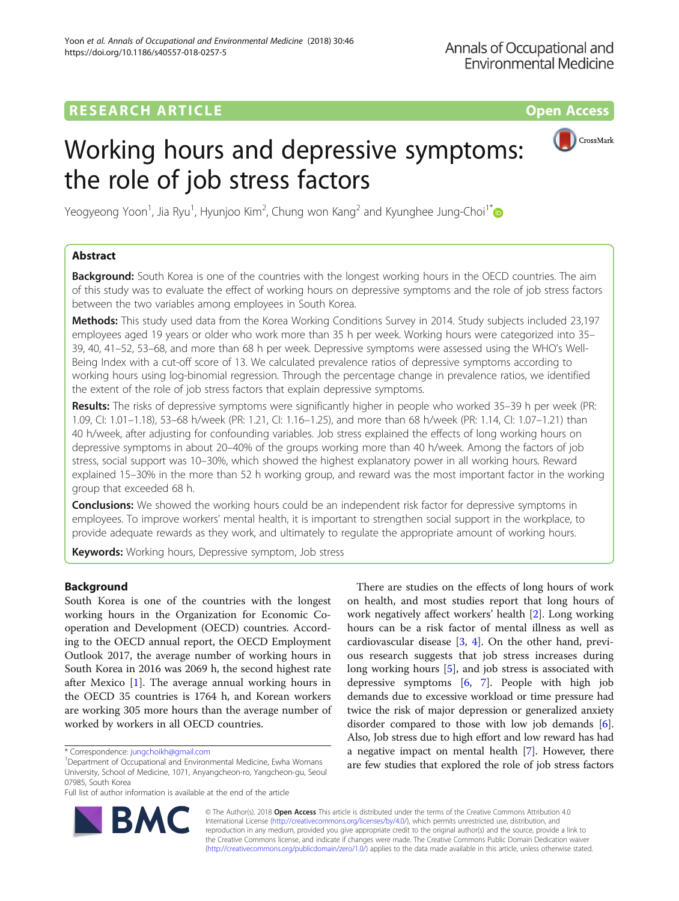RESEARCH ARTICLE

Open Access

# Working hours and depressive symptoms: the role of job stress factors

Yeogyeong Yoon[1], Jia Ryu[1], Hyunjoo Kim[2], Chung won Kang[2] and Kyunghee Jung-Choi[1*]

## Abstract

**Background:** South Korea is one of the countries with the longest working hours in the OECD countries. The aim of this study was to evaluate the effect of working hours on depressive symptoms and the role of job stress factors between the two variables among employees in South Korea.

**Methods:** This study used data from the Korea Working Conditions Survey in 2014. Study subjects included 23,197 employees aged 19 years or older who work more than 35 h per week. Working hours were categorized into 35–39, 40, 41–52, 53–68, and more than 68 h per week. Depressive symptoms were assessed using the WHO's Well-Being Index with a cut-off score of 13. We calculated prevalence ratios of depressive symptoms according to working hours using log-binomial regression. Through the percentage change in prevalence ratios, we identified the extent of the role of job stress factors that explain depressive symptoms.

**Results:** The risks of depressive symptoms were significantly higher in people who worked 35–39 h per week (PR: 1.09, CI: 1.01–1.18), 53–68 h/week (PR: 1.21, CI: 1.16–1.25), and more than 68 h/week (PR: 1.14, CI: 1.07–1.21) than 40 h/week, after adjusting for confounding variables. Job stress explained the effects of long working hours on depressive symptoms in about 20–40% of the groups working more than 40 h/week. Among the factors of job stress, social support was 10–30%, which showed the highest explanatory power in all working hours. Reward explained 15–30% in the more than 52 h working group, and reward was the most important factor in the working group that exceeded 68 h.

**Conclusions:** We showed the working hours could be an independent risk factor for depressive symptoms in employees. To improve workers' mental health, it is important to strengthen social support in the workplace, to provide adequate rewards as they work, and ultimately to regulate the appropriate amount of working hours.

**Keywords:** Working hours, Depressive symptom, Job stress

## Background

South Korea is one of the countries with the longest working hours in the Organization for Economic Cooperation and Development (OECD) countries. According to the OECD annual report, the OECD Employment Outlook 2017, the average number of working hours in South Korea in 2016 was 2069 h, the second highest rate after Mexico [1]. The average annual working hours in the OECD 35 countries is 1764 h, and Korean workers are working 305 more hours than the average number of worked by workers in all OECD countries.

There are studies on the effects of long hours of work on health, and most studies report that long hours of work negatively affect workers' health [2]. Long working hours can be a risk factor of mental illness as well as cardiovascular disease [3, 4]. On the other hand, previous research suggests that job stress increases during long working hours [5], and job stress is associated with depressive symptoms [6, 7]. People with high job demands due to excessive workload or time pressure had twice the risk of major depression or generalized anxiety disorder compared to those with low job demands [6]. Also, Job stress due to high effort and low reward has had a negative impact on mental health [7]. However, there are few studies that explored the role of job stress factors

\* Correspondence: jungchoikh@gmail.com
[1]Department of Occupational and Environmental Medicine, Ewha Womans University, School of Medicine, 1071, Anyangcheon-ro, Yangcheon-gu, Seoul 07985, South Korea
Full list of author information is available at the end of the article

© The Author(s). 2018 **Open Access** This article is distributed under the terms of the Creative Commons Attribution 4.0 International License (http://creativecommons.org/licenses/by/4.0/), which permits unrestricted use, distribution, and reproduction in any medium, provided you give appropriate credit to the original author(s) and the source, provide a link to the Creative Commons license, and indicate if changes were made. The Creative Commons Public Domain Dedication waiver (http://creativecommons.org/publicdomain/zero/1.0/) applies to the data made available in this article, unless otherwise stated.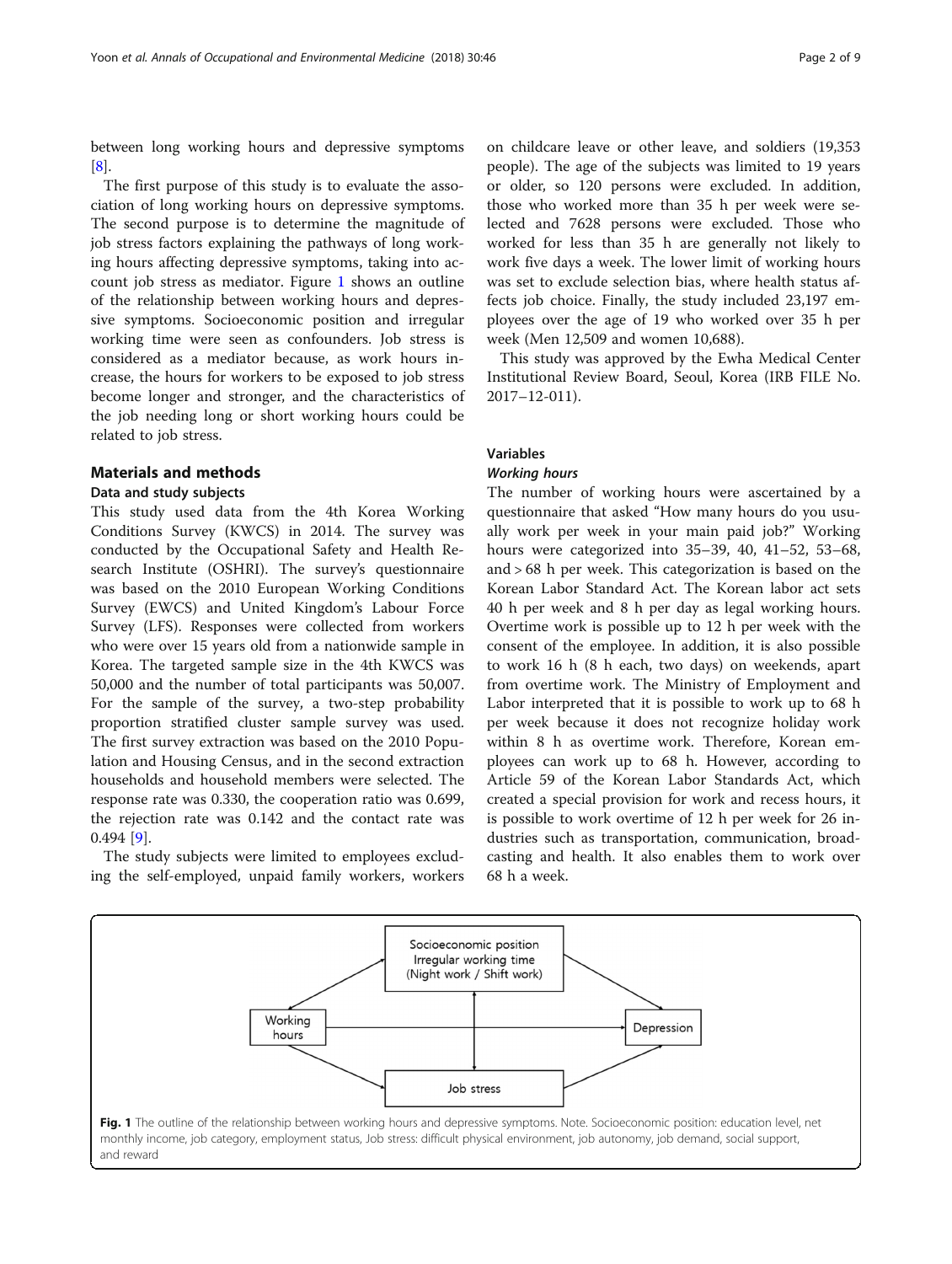between long working hours and depressive symptoms [8].

The first purpose of this study is to evaluate the association of long working hours on depressive symptoms. The second purpose is to determine the magnitude of job stress factors explaining the pathways of long working hours affecting depressive symptoms, taking into account job stress as mediator. Figure 1 shows an outline of the relationship between working hours and depressive symptoms. Socioeconomic position and irregular working time were seen as confounders. Job stress is considered as a mediator because, as work hours increase, the hours for workers to be exposed to job stress become longer and stronger, and the characteristics of the job needing long or short working hours could be related to job stress.

## Materials and methods

### Data and study subjects

This study used data from the 4th Korea Working Conditions Survey (KWCS) in 2014. The survey was conducted by the Occupational Safety and Health Research Institute (OSHRI). The survey's questionnaire was based on the 2010 European Working Conditions Survey (EWCS) and United Kingdom's Labour Force Survey (LFS). Responses were collected from workers who were over 15 years old from a nationwide sample in Korea. The targeted sample size in the 4th KWCS was 50,000 and the number of total participants was 50,007. For the sample of the survey, a two-step probability proportion stratified cluster sample survey was used. The first survey extraction was based on the 2010 Population and Housing Census, and in the second extraction households and household members were selected. The response rate was 0.330, the cooperation ratio was 0.699, the rejection rate was 0.142 and the contact rate was 0.494 [9].

The study subjects were limited to employees excluding the self-employed, unpaid family workers, workers on childcare leave or other leave, and soldiers (19,353 people). The age of the subjects was limited to 19 years or older, so 120 persons were excluded. In addition, those who worked more than 35 h per week were selected and 7628 persons were excluded. Those who worked for less than 35 h are generally not likely to work five days a week. The lower limit of working hours was set to exclude selection bias, where health status affects job choice. Finally, the study included 23,197 employees over the age of 19 who worked over 35 h per week (Men 12,509 and women 10,688).

This study was approved by the Ewha Medical Center Institutional Review Board, Seoul, Korea (IRB FILE No. 2017–12-011).

### Variables

#### *Working hours*

The number of working hours were ascertained by a questionnaire that asked "How many hours do you usually work per week in your main paid job?" Working hours were categorized into 35–39, 40, 41–52, 53–68, and > 68 h per week. This categorization is based on the Korean Labor Standard Act. The Korean labor act sets 40 h per week and 8 h per day as legal working hours. Overtime work is possible up to 12 h per week with the consent of the employee. In addition, it is also possible to work 16 h (8 h each, two days) on weekends, apart from overtime work. The Ministry of Employment and Labor interpreted that it is possible to work up to 68 h per week because it does not recognize holiday work within 8 h as overtime work. Therefore, Korean employees can work up to 68 h. However, according to Article 59 of the Korean Labor Standards Act, which created a special provision for work and recess hours, it is possible to work overtime of 12 h per week for 26 industries such as transportation, communication, broadcasting and health. It also enables them to work over 68 h a week.

**Fig. 1** The outline of the relationship between working hours and depressive symptoms. Note. Socioeconomic position: education level, net monthly income, job category, employment status, Job stress: difficult physical environment, job autonomy, job demand, social support, and reward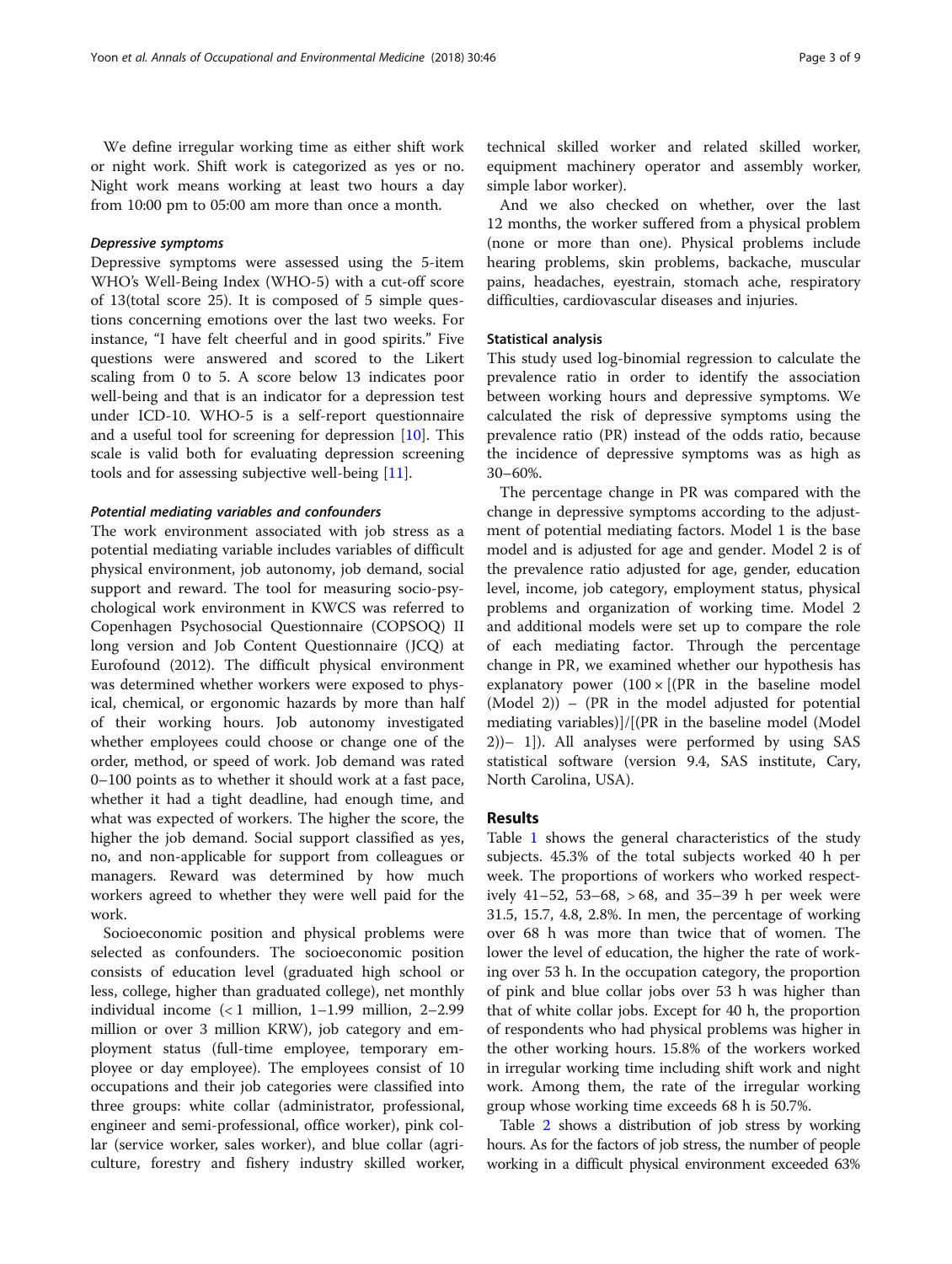We define irregular working time as either shift work or night work. Shift work is categorized as yes or no. Night work means working at least two hours a day from 10:00 pm to 05:00 am more than once a month.

#### *Depressive symptoms*

Depressive symptoms were assessed using the 5-item WHO's Well-Being Index (WHO-5) with a cut-off score of 13(total score 25). It is composed of 5 simple questions concerning emotions over the last two weeks. For instance, "I have felt cheerful and in good spirits." Five questions were answered and scored to the Likert scaling from 0 to 5. A score below 13 indicates poor well-being and that is an indicator for a depression test under ICD-10. WHO-5 is a self-report questionnaire and a useful tool for screening for depression [10]. This scale is valid both for evaluating depression screening tools and for assessing subjective well-being [11].

#### *Potential mediating variables and confounders*

The work environment associated with job stress as a potential mediating variable includes variables of difficult physical environment, job autonomy, job demand, social support and reward. The tool for measuring socio-psychological work environment in KWCS was referred to Copenhagen Psychosocial Questionnaire (COPSOQ) II long version and Job Content Questionnaire (JCQ) at Eurofound (2012). The difficult physical environment was determined whether workers were exposed to physical, chemical, or ergonomic hazards by more than half of their working hours. Job autonomy investigated whether employees could choose or change one of the order, method, or speed of work. Job demand was rated 0–100 points as to whether it should work at a fast pace, whether it had a tight deadline, had enough time, and what was expected of workers. The higher the score, the higher the job demand. Social support classified as yes, no, and non-applicable for support from colleagues or managers. Reward was determined by how much workers agreed to whether they were well paid for the work.

Socioeconomic position and physical problems were selected as confounders. The socioeconomic position consists of education level (graduated high school or less, college, higher than graduated college), net monthly individual income (< 1 million, 1–1.99 million, 2–2.99 million or over 3 million KRW), job category and employment status (full-time employee, temporary employee or day employee). The employees consist of 10 occupations and their job categories were classified into three groups: white collar (administrator, professional, engineer and semi-professional, office worker), pink collar (service worker, sales worker), and blue collar (agriculture, forestry and fishery industry skilled worker, technical skilled worker and related skilled worker, equipment machinery operator and assembly worker, simple labor worker).

And we also checked on whether, over the last 12 months, the worker suffered from a physical problem (none or more than one). Physical problems include hearing problems, skin problems, backache, muscular pains, headaches, eyestrain, stomach ache, respiratory difficulties, cardiovascular diseases and injuries.

### Statistical analysis

This study used log-binomial regression to calculate the prevalence ratio in order to identify the association between working hours and depressive symptoms. We calculated the risk of depressive symptoms using the prevalence ratio (PR) instead of the odds ratio, because the incidence of depressive symptoms was as high as 30–60%.

The percentage change in PR was compared with the change in depressive symptoms according to the adjustment of potential mediating factors. Model 1 is the base model and is adjusted for age and gender. Model 2 is of the prevalence ratio adjusted for age, gender, education level, income, job category, employment status, physical problems and organization of working time. Model 2 and additional models were set up to compare the role of each mediating factor. Through the percentage change in PR, we examined whether our hypothesis has explanatory power ($100 \times$ [(PR in the baseline model (Model 2)) – (PR in the model adjusted for potential mediating variables)]/[(PR in the baseline model (Model 2))– 1]). All analyses were performed by using SAS statistical software (version 9.4, SAS institute, Cary, North Carolina, USA).

## Results

Table 1 shows the general characteristics of the study subjects. 45.3% of the total subjects worked 40 h per week. The proportions of workers who worked respectively 41–52, 53–68, > 68, and 35–39 h per week were 31.5, 15.7, 4.8, 2.8%. In men, the percentage of working over 68 h was more than twice that of women. The lower the level of education, the higher the rate of working over 53 h. In the occupation category, the proportion of pink and blue collar jobs over 53 h was higher than that of white collar jobs. Except for 40 h, the proportion of respondents who had physical problems was higher in the other working hours. 15.8% of the workers worked in irregular working time including shift work and night work. Among them, the rate of the irregular working group whose working time exceeds 68 h is 50.7%.

Table 2 shows a distribution of job stress by working hours. As for the factors of job stress, the number of people working in a difficult physical environment exceeded 63%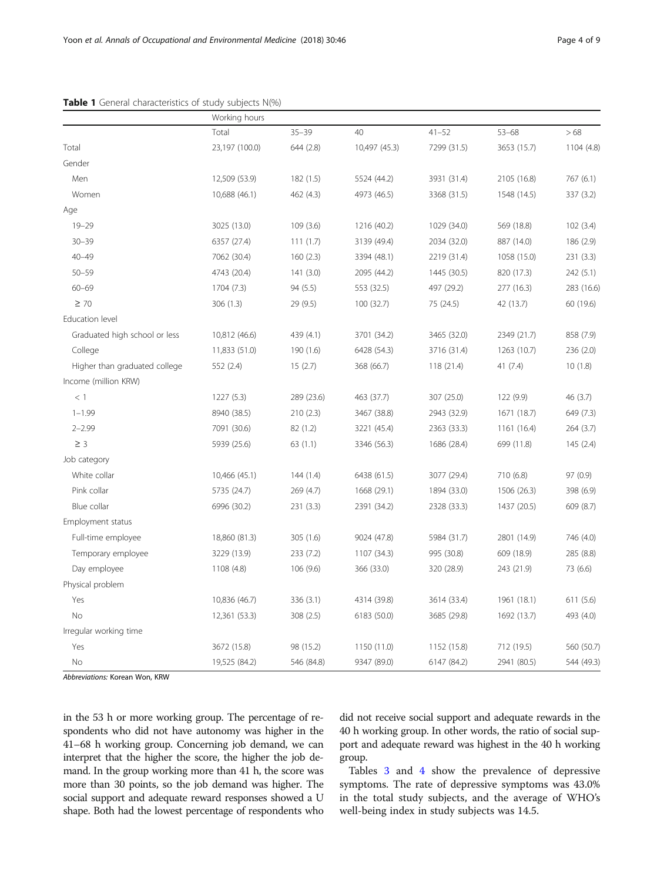**Table 1** General characteristics of study subjects N(%)

| | Working hours | | | | | |
|---|---|---|---|---|---|---|
| | Total | 35–39 | 40 | 41–52 | 53–68 | > 68 |
| Total | 23,197 (100.0) | 644 (2.8) | 10,497 (45.3) | 7299 (31.5) | 3653 (15.7) | 1104 (4.8) |
| Gender | | | | | | |
| Men | 12,509 (53.9) | 182 (1.5) | 5524 (44.2) | 3931 (31.4) | 2105 (16.8) | 767 (6.1) |
| Women | 10,688 (46.1) | 462 (4.3) | 4973 (46.5) | 3368 (31.5) | 1548 (14.5) | 337 (3.2) |
| Age | | | | | | |
| 19–29 | 3025 (13.0) | 109 (3.6) | 1216 (40.2) | 1029 (34.0) | 569 (18.8) | 102 (3.4) |
| 30–39 | 6357 (27.4) | 111 (1.7) | 3139 (49.4) | 2034 (32.0) | 887 (14.0) | 186 (2.9) |
| 40–49 | 7062 (30.4) | 160 (2.3) | 3394 (48.1) | 2219 (31.4) | 1058 (15.0) | 231 (3.3) |
| 50–59 | 4743 (20.4) | 141 (3.0) | 2095 (44.2) | 1445 (30.5) | 820 (17.3) | 242 (5.1) |
| 60–69 | 1704 (7.3) | 94 (5.5) | 553 (32.5) | 497 (29.2) | 277 (16.3) | 283 (16.6) |
| ≥ 70 | 306 (1.3) | 29 (9.5) | 100 (32.7) | 75 (24.5) | 42 (13.7) | 60 (19.6) |
| Education level | | | | | | |
| Graduated high school or less | 10,812 (46.6) | 439 (4.1) | 3701 (34.2) | 3465 (32.0) | 2349 (21.7) | 858 (7.9) |
| College | 11,833 (51.0) | 190 (1.6) | 6428 (54.3) | 3716 (31.4) | 1263 (10.7) | 236 (2.0) |
| Higher than graduated college | 552 (2.4) | 15 (2.7) | 368 (66.7) | 118 (21.4) | 41 (7.4) | 10 (1.8) |
| Income (million KRW) | | | | | | |
| < 1 | 1227 (5.3) | 289 (23.6) | 463 (37.7) | 307 (25.0) | 122 (9.9) | 46 (3.7) |
| 1–1.99 | 8940 (38.5) | 210 (2.3) | 3467 (38.8) | 2943 (32.9) | 1671 (18.7) | 649 (7.3) |
| 2–2.99 | 7091 (30.6) | 82 (1.2) | 3221 (45.4) | 2363 (33.3) | 1161 (16.4) | 264 (3.7) |
| ≥ 3 | 5939 (25.6) | 63 (1.1) | 3346 (56.3) | 1686 (28.4) | 699 (11.8) | 145 (2.4) |
| Job category | | | | | | |
| White collar | 10,466 (45.1) | 144 (1.4) | 6438 (61.5) | 3077 (29.4) | 710 (6.8) | 97 (0.9) |
| Pink collar | 5735 (24.7) | 269 (4.7) | 1668 (29.1) | 1894 (33.0) | 1506 (26.3) | 398 (6.9) |
| Blue collar | 6996 (30.2) | 231 (3.3) | 2391 (34.2) | 2328 (33.3) | 1437 (20.5) | 609 (8.7) |
| Employment status | | | | | | |
| Full-time employee | 18,860 (81.3) | 305 (1.6) | 9024 (47.8) | 5984 (31.7) | 2801 (14.9) | 746 (4.0) |
| Temporary employee | 3229 (13.9) | 233 (7.2) | 1107 (34.3) | 995 (30.8) | 609 (18.9) | 285 (8.8) |
| Day employee | 1108 (4.8) | 106 (9.6) | 366 (33.0) | 320 (28.9) | 243 (21.9) | 73 (6.6) |
| Physical problem | | | | | | |
| Yes | 10,836 (46.7) | 336 (3.1) | 4314 (39.8) | 3614 (33.4) | 1961 (18.1) | 611 (5.6) |
| No | 12,361 (53.3) | 308 (2.5) | 6183 (50.0) | 3685 (29.8) | 1692 (13.7) | 493 (4.0) |
| Irregular working time | | | | | | |
| Yes | 3672 (15.8) | 98 (15.2) | 1150 (11.0) | 1152 (15.8) | 712 (19.5) | 560 (50.7) |
| No | 19,525 (84.2) | 546 (84.8) | 9347 (89.0) | 6147 (84.2) | 2941 (80.5) | 544 (49.3) |

*Abbreviations:* Korean Won, KRW

in the 53 h or more working group. The percentage of respondents who did not have autonomy was higher in the 41–68 h working group. Concerning job demand, we can interpret that the higher the score, the higher the job demand. In the group working more than 41 h, the score was more than 30 points, so the job demand was higher. The social support and adequate reward responses showed a U shape. Both had the lowest percentage of respondents who did not receive social support and adequate rewards in the 40 h working group. In other words, the ratio of social support and adequate reward was highest in the 40 h working group.

Tables 3 and 4 show the prevalence of depressive symptoms. The rate of depressive symptoms was 43.0% in the total study subjects, and the average of WHO's well-being index in study subjects was 14.5.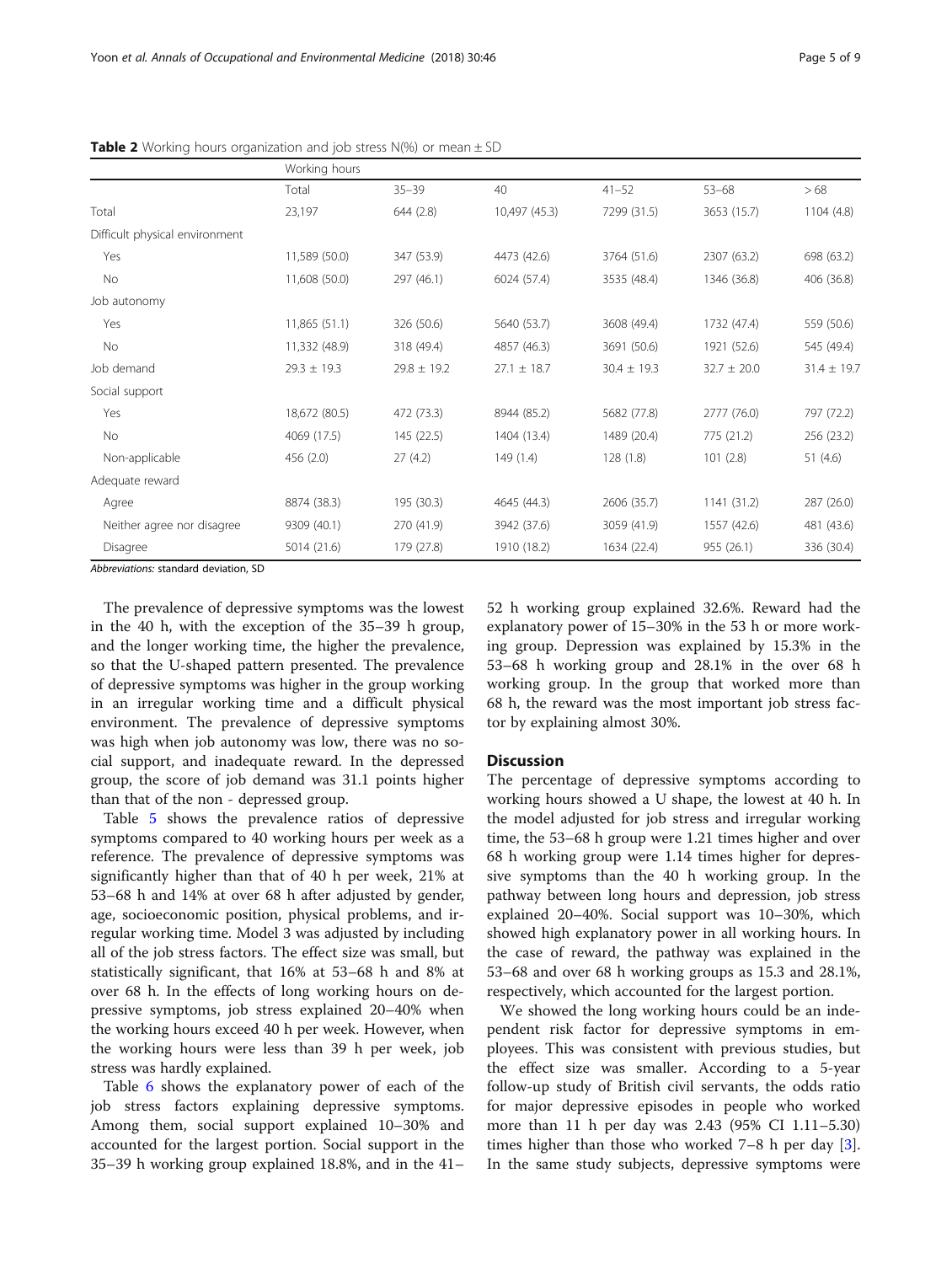**Table 2** Working hours organization and job stress N(%) or mean ± SD

| | Working hours | | | | | |
|---|---|---|---|---|---|---|
| | Total | 35–39 | 40 | 41–52 | 53–68 | > 68 |
| Total | 23,197 | 644 (2.8) | 10,497 (45.3) | 7299 (31.5) | 3653 (15.7) | 1104 (4.8) |
| Difficult physical environment | | | | | | |
| Yes | 11,589 (50.0) | 347 (53.9) | 4473 (42.6) | 3764 (51.6) | 2307 (63.2) | 698 (63.2) |
| No | 11,608 (50.0) | 297 (46.1) | 6024 (57.4) | 3535 (48.4) | 1346 (36.8) | 406 (36.8) |
| Job autonomy | | | | | | |
| Yes | 11,865 (51.1) | 326 (50.6) | 5640 (53.7) | 3608 (49.4) | 1732 (47.4) | 559 (50.6) |
| No | 11,332 (48.9) | 318 (49.4) | 4857 (46.3) | 3691 (50.6) | 1921 (52.6) | 545 (49.4) |
| Job demand | 29.3 ± 19.3 | 29.8 ± 19.2 | 27.1 ± 18.7 | 30.4 ± 19.3 | 32.7 ± 20.0 | 31.4 ± 19.7 |
| Social support | | | | | | |
| Yes | 18,672 (80.5) | 472 (73.3) | 8944 (85.2) | 5682 (77.8) | 2777 (76.0) | 797 (72.2) |
| No | 4069 (17.5) | 145 (22.5) | 1404 (13.4) | 1489 (20.4) | 775 (21.2) | 256 (23.2) |
| Non-applicable | 456 (2.0) | 27 (4.2) | 149 (1.4) | 128 (1.8) | 101 (2.8) | 51 (4.6) |
| Adequate reward | | | | | | |
| Agree | 8874 (38.3) | 195 (30.3) | 4645 (44.3) | 2606 (35.7) | 1141 (31.2) | 287 (26.0) |
| Neither agree nor disagree | 9309 (40.1) | 270 (41.9) | 3942 (37.6) | 3059 (41.9) | 1557 (42.6) | 481 (43.6) |
| Disagree | 5014 (21.6) | 179 (27.8) | 1910 (18.2) | 1634 (22.4) | 955 (26.1) | 336 (30.4) |

*Abbreviations:* standard deviation, SD

The prevalence of depressive symptoms was the lowest in the 40 h, with the exception of the 35–39 h group, and the longer working time, the higher the prevalence, so that the U-shaped pattern presented. The prevalence of depressive symptoms was higher in the group working in an irregular working time and a difficult physical environment. The prevalence of depressive symptoms was high when job autonomy was low, there was no social support, and inadequate reward. In the depressed group, the score of job demand was 31.1 points higher than that of the non - depressed group.

Table 5 shows the prevalence ratios of depressive symptoms compared to 40 working hours per week as a reference. The prevalence of depressive symptoms was significantly higher than that of 40 h per week, 21% at 53–68 h and 14% at over 68 h after adjusted by gender, age, socioeconomic position, physical problems, and irregular working time. Model 3 was adjusted by including all of the job stress factors. The effect size was small, but statistically significant, that 16% at 53–68 h and 8% at over 68 h. In the effects of long working hours on depressive symptoms, job stress explained 20–40% when the working hours exceed 40 h per week. However, when the working hours were less than 39 h per week, job stress was hardly explained.

Table 6 shows the explanatory power of each of the job stress factors explaining depressive symptoms. Among them, social support explained 10–30% and accounted for the largest portion. Social support in the 35–39 h working group explained 18.8%, and in the 41–52 h working group explained 32.6%. Reward had the explanatory power of 15–30% in the 53 h or more working group. Depression was explained by 15.3% in the 53–68 h working group and 28.1% in the over 68 h working group. In the group that worked more than 68 h, the reward was the most important job stress factor by explaining almost 30%.

## Discussion

The percentage of depressive symptoms according to working hours showed a U shape, the lowest at 40 h. In the model adjusted for job stress and irregular working time, the 53–68 h group were 1.21 times higher and over 68 h working group were 1.14 times higher for depressive symptoms than the 40 h working group. In the pathway between long hours and depression, job stress explained 20–40%. Social support was 10–30%, which showed high explanatory power in all working hours. In the case of reward, the pathway was explained in the 53–68 and over 68 h working groups as 15.3 and 28.1%, respectively, which accounted for the largest portion.

We showed the long working hours could be an independent risk factor for depressive symptoms in employees. This was consistent with previous studies, but the effect size was smaller. According to a 5-year follow-up study of British civil servants, the odds ratio for major depressive episodes in people who worked more than 11 h per day was 2.43 (95% CI 1.11–5.30) times higher than those who worked 7–8 h per day [3]. In the same study subjects, depressive symptoms were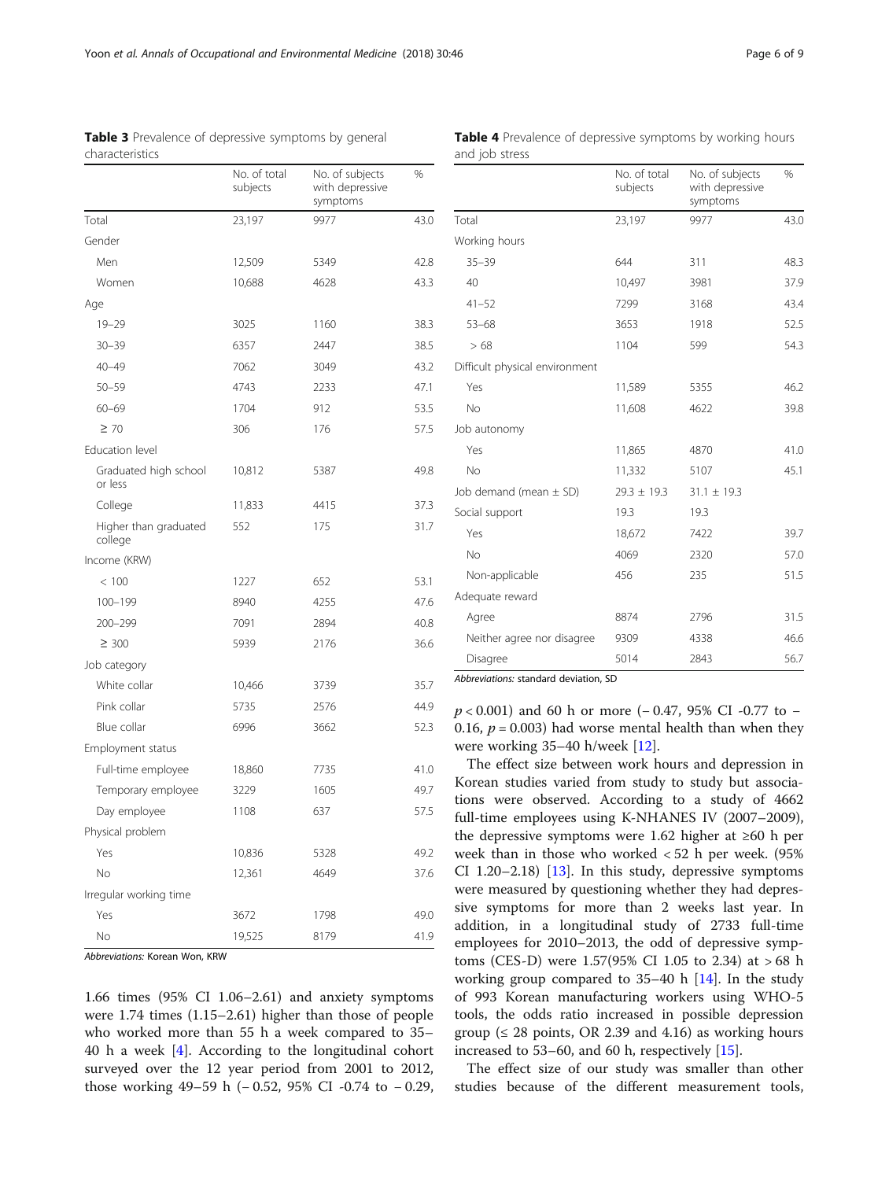**Table 3** Prevalence of depressive symptoms by general characteristics

| | No. of total subjects | No. of subjects with depressive symptoms | % |
|---|---|---|---|
| Total | 23,197 | 9977 | 43.0 |
| Gender | | | |
| Men | 12,509 | 5349 | 42.8 |
| Women | 10,688 | 4628 | 43.3 |
| Age | | | |
| 19–29 | 3025 | 1160 | 38.3 |
| 30–39 | 6357 | 2447 | 38.5 |
| 40–49 | 7062 | 3049 | 43.2 |
| 50–59 | 4743 | 2233 | 47.1 |
| 60–69 | 1704 | 912 | 53.5 |
| ≥ 70 | 306 | 176 | 57.5 |
| Education level | | | |
| Graduated high school or less | 10,812 | 5387 | 49.8 |
| College | 11,833 | 4415 | 37.3 |
| Higher than graduated college | 552 | 175 | 31.7 |
| Income (KRW) | | | |
| < 100 | 1227 | 652 | 53.1 |
| 100–199 | 8940 | 4255 | 47.6 |
| 200–299 | 7091 | 2894 | 40.8 |
| ≥ 300 | 5939 | 2176 | 36.6 |
| Job category | | | |
| White collar | 10,466 | 3739 | 35.7 |
| Pink collar | 5735 | 2576 | 44.9 |
| Blue collar | 6996 | 3662 | 52.3 |
| Employment status | | | |
| Full-time employee | 18,860 | 7735 | 41.0 |
| Temporary employee | 3229 | 1605 | 49.7 |
| Day employee | 1108 | 637 | 57.5 |
| Physical problem | | | |
| Yes | 10,836 | 5328 | 49.2 |
| No | 12,361 | 4649 | 37.6 |
| Irregular working time | | | |
| Yes | 3672 | 1798 | 49.0 |
| No | 19,525 | 8179 | 41.9 |

*Abbreviations:* Korean Won, KRW

1.66 times (95% CI 1.06–2.61) and anxiety symptoms were 1.74 times (1.15–2.61) higher than those of people who worked more than 55 h a week compared to 35–40 h a week [4]. According to the longitudinal cohort surveyed over the 12 year period from 2001 to 2012, those working 49–59 h (− 0.52, 95% CI -0.74 to − 0.29, $p < 0.001$) and 60 h or more (− 0.47, 95% CI -0.77 to − 0.16, $p = 0.003$) had worse mental health than when they were working 35–40 h/week [12].

**Table 4** Prevalence of depressive symptoms by working hours and job stress

| | No. of total subjects | No. of subjects with depressive symptoms | % |
|---|---|---|---|
| Total | 23,197 | 9977 | 43.0 |
| Working hours | | | |
| 35–39 | 644 | 311 | 48.3 |
| 40 | 10,497 | 3981 | 37.9 |
| 41–52 | 7299 | 3168 | 43.4 |
| 53–68 | 3653 | 1918 | 52.5 |
| > 68 | 1104 | 599 | 54.3 |
| Difficult physical environment | | | |
| Yes | 11,589 | 5355 | 46.2 |
| No | 11,608 | 4622 | 39.8 |
| Job autonomy | | | |
| Yes | 11,865 | 4870 | 41.0 |
| No | 11,332 | 5107 | 45.1 |
| Job demand (mean ± SD) | 29.3 ± 19.3 | 31.1 ± 19.3 | |
| Social support | 19.3 | 19.3 | |
| Yes | 18,672 | 7422 | 39.7 |
| No | 4069 | 2320 | 57.0 |
| Non-applicable | 456 | 235 | 51.5 |
| Adequate reward | | | |
| Agree | 8874 | 2796 | 31.5 |
| Neither agree nor disagree | 9309 | 4338 | 46.6 |
| Disagree | 5014 | 2843 | 56.7 |

*Abbreviations:* standard deviation, SD

The effect size between work hours and depression in Korean studies varied from study to study but associations were observed. According to a study of 4662 full-time employees using K-NHANES IV (2007–2009), the depressive symptoms were 1.62 higher at ≥60 h per week than in those who worked < 52 h per week. (95% CI 1.20–2.18) [13]. In this study, depressive symptoms were measured by questioning whether they had depressive symptoms for more than 2 weeks last year. In addition, in a longitudinal study of 2733 full-time employees for 2010–2013, the odd of depressive symptoms (CES-D) were 1.57(95% CI 1.05 to 2.34) at > 68 h working group compared to 35–40 h [14]. In the study of 993 Korean manufacturing workers using WHO-5 tools, the odds ratio increased in possible depression group (≤ 28 points, OR 2.39 and 4.16) as working hours increased to 53–60, and 60 h, respectively [15].

The effect size of our study was smaller than other studies because of the different measurement tools,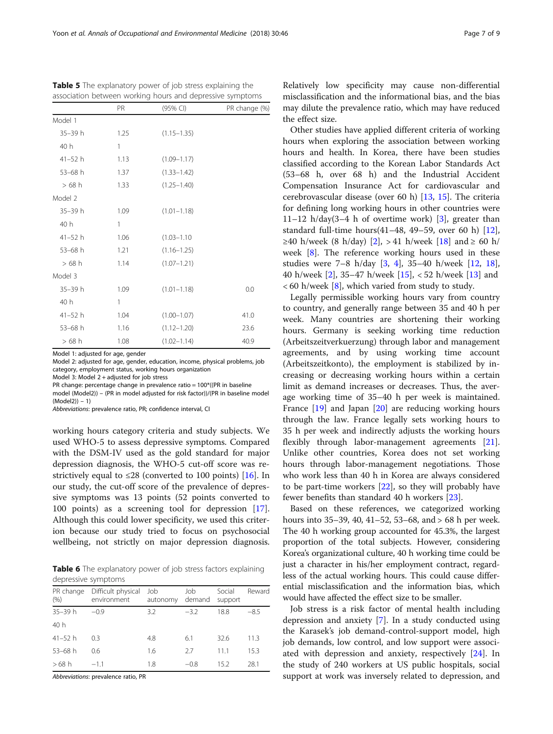**Table 5** The explanatory power of job stress explaining the association between working hours and depressive symptoms

| | PR | (95% CI) | PR change (%) |
|---|---|---|---|
| Model 1 | | | |
| 35–39 h | 1.25 | (1.15–1.35) | |
| 40 h | 1 | | |
| 41–52 h | 1.13 | (1.09–1.17) | |
| 53–68 h | 1.37 | (1.33–1.42) | |
| > 68 h | 1.33 | (1.25–1.40) | |
| Model 2 | | | |
| 35–39 h | 1.09 | (1.01–1.18) | |
| 40 h | 1 | | |
| 41–52 h | 1.06 | (1.03–1.10 | |
| 53–68 h | 1.21 | (1.16–1.25) | |
| > 68 h | 1.14 | (1.07–1.21) | |
| Model 3 | | | |
| 35–39 h | 1.09 | (1.01–1.18) | 0.0 |
| 40 h | 1 | | |
| 41–52 h | 1.04 | (1.00–1.07) | 41.0 |
| 53–68 h | 1.16 | (1.12–1.20) | 23.6 |
| > 68 h | 1.08 | (1.02–1.14) | 40.9 |

Model 1: adjusted for age, gender
Model 2: adjusted for age, gender, education, income, physical problems, job category, employment status, working hours organization
Model 3: Model 2 + adjusted for job stress
PR change: percentage change in prevalence ratio = 100*((PR in baseline model (Model2)) − (PR in model adjusted for risk factor))/(PR in baseline model (Model2)) − 1)
*Abbreviations*: prevalence ratio, PR; confidence interval, CI

working hours category criteria and study subjects. We used WHO-5 to assess depressive symptoms. Compared with the DSM-IV used as the gold standard for major depression diagnosis, the WHO-5 cut-off score was restrictively equal to ≤28 (converted to 100 points) [16]. In our study, the cut-off score of the prevalence of depressive symptoms was 13 points (52 points converted to 100 points) as a screening tool for depression [17]. Although this could lower specificity, we used this criterion because our study tried to focus on psychosocial wellbeing, not strictly on major depression diagnosis.

**Table 6** The explanatory power of job stress factors explaining depressive symptoms

| PR change (%) | Difficult physical environment | Job autonomy | Job demand | Social support | Reward |
|---|---|---|---|---|---|
| 35–39 h | −0.9 | 3.2 | −3.2 | 18.8 | −8.5 |
| 40 h | | | | | |
| 41–52 h | 0.3 | 4.8 | 6.1 | 32.6 | 11.3 |
| 53–68 h | 0.6 | 1.6 | 2.7 | 11.1 | 15.3 |
| > 68 h | −1.1 | 1.8 | −0.8 | 15.2 | 28.1 |

*Abbreviations*: prevalence ratio, PR

Relatively low specificity may cause non-differential misclassification and the informational bias, and the bias may dilute the prevalence ratio, which may have reduced the effect size.

Other studies have applied different criteria of working hours when exploring the association between working hours and health. In Korea, there have been studies classified according to the Korean Labor Standards Act (53–68 h, over 68 h) and the Industrial Accident Compensation Insurance Act for cardiovascular and cerebrovascular disease (over 60 h) [13, 15]. The criteria for defining long working hours in other countries were 11–12 h/day(3–4 h of overtime work) [3], greater than standard full-time hours(41–48, 49–59, over 60 h) [12], ≥40 h/week (8 h/day) [2], > 41 h/week [18] and ≥ 60 h/week [8]. The reference working hours used in these studies were 7–8 h/day [3, 4], 35–40 h/week [12, 18], 40 h/week [2], 35–47 h/week [15], < 52 h/week [13] and < 60 h/week [8], which varied from study to study.

Legally permissible working hours vary from country to country, and generally range between 35 and 40 h per week. Many countries are shortening their working hours. Germany is seeking working time reduction (Arbeitszeitverkuerzung) through labor and management agreements, and by using working time account (Arbeitszeitkonto), the employment is stabilized by increasing or decreasing working hours within a certain limit as demand increases or decreases. Thus, the average working time of 35–40 h per week is maintained. France [19] and Japan [20] are reducing working hours through the law. France legally sets working hours to 35 h per week and indirectly adjusts the working hours flexibly through labor-management agreements [21]. Unlike other countries, Korea does not set working hours through labor-management negotiations. Those who work less than 40 h in Korea are always considered to be part-time workers [22], so they will probably have fewer benefits than standard 40 h workers [23].

Based on these references, we categorized working hours into 35–39, 40, 41–52, 53–68, and > 68 h per week. The 40 h working group accounted for 45.3%, the largest proportion of the total subjects. However, considering Korea's organizational culture, 40 h working time could be just a character in his/her employment contract, regardless of the actual working hours. This could cause differential misclassification and the information bias, which would have affected the effect size to be smaller.

Job stress is a risk factor of mental health including depression and anxiety [7]. In a study conducted using the Karasek's job demand-control-support model, high job demands, low control, and low support were associated with depression and anxiety, respectively [24]. In the study of 240 workers at US public hospitals, social support at work was inversely related to depression, and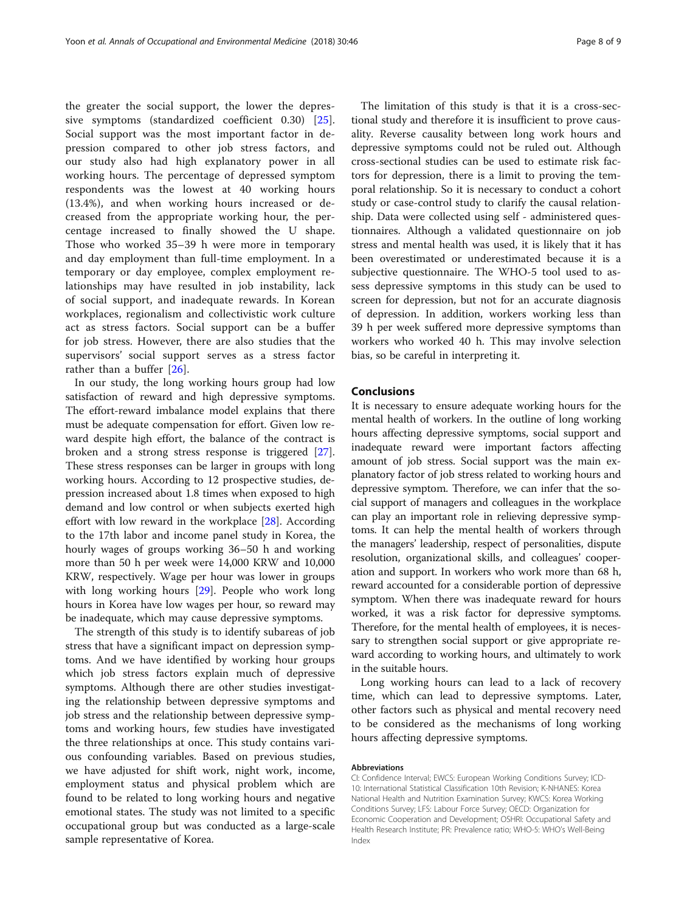the greater the social support, the lower the depressive symptoms (standardized coefficient 0.30) [25]. Social support was the most important factor in depression compared to other job stress factors, and our study also had high explanatory power in all working hours. The percentage of depressed symptom respondents was the lowest at 40 working hours (13.4%), and when working hours increased or decreased from the appropriate working hour, the percentage increased to finally showed the U shape. Those who worked 35–39 h were more in temporary and day employment than full-time employment. In a temporary or day employee, complex employment relationships may have resulted in job instability, lack of social support, and inadequate rewards. In Korean workplaces, regionalism and collectivistic work culture act as stress factors. Social support can be a buffer for job stress. However, there are also studies that the supervisors' social support serves as a stress factor rather than a buffer [26].

In our study, the long working hours group had low satisfaction of reward and high depressive symptoms. The effort-reward imbalance model explains that there must be adequate compensation for effort. Given low reward despite high effort, the balance of the contract is broken and a strong stress response is triggered [27]. These stress responses can be larger in groups with long working hours. According to 12 prospective studies, depression increased about 1.8 times when exposed to high demand and low control or when subjects exerted high effort with low reward in the workplace [28]. According to the 17th labor and income panel study in Korea, the hourly wages of groups working 36–50 h and working more than 50 h per week were 14,000 KRW and 10,000 KRW, respectively. Wage per hour was lower in groups with long working hours [29]. People who work long hours in Korea have low wages per hour, so reward may be inadequate, which may cause depressive symptoms.

The strength of this study is to identify subareas of job stress that have a significant impact on depression symptoms. And we have identified by working hour groups which job stress factors explain much of depressive symptoms. Although there are other studies investigating the relationship between depressive symptoms and job stress and the relationship between depressive symptoms and working hours, few studies have investigated the three relationships at once. This study contains various confounding variables. Based on previous studies, we have adjusted for shift work, night work, income, employment status and physical problem which are found to be related to long working hours and negative emotional states. The study was not limited to a specific occupational group but was conducted as a large-scale sample representative of Korea.

The limitation of this study is that it is a cross-sectional study and therefore it is insufficient to prove causality. Reverse causality between long work hours and depressive symptoms could not be ruled out. Although cross-sectional studies can be used to estimate risk factors for depression, there is a limit to proving the temporal relationship. So it is necessary to conduct a cohort study or case-control study to clarify the causal relationship. Data were collected using self - administered questionnaires. Although a validated questionnaire on job stress and mental health was used, it is likely that it has been overestimated or underestimated because it is a subjective questionnaire. The WHO-5 tool used to assess depressive symptoms in this study can be used to screen for depression, but not for an accurate diagnosis of depression. In addition, workers working less than 39 h per week suffered more depressive symptoms than workers who worked 40 h. This may involve selection bias, so be careful in interpreting it.

## Conclusions

It is necessary to ensure adequate working hours for the mental health of workers. In the outline of long working hours affecting depressive symptoms, social support and inadequate reward were important factors affecting amount of job stress. Social support was the main explanatory factor of job stress related to working hours and depressive symptom. Therefore, we can infer that the social support of managers and colleagues in the workplace can play an important role in relieving depressive symptoms. It can help the mental health of workers through the managers' leadership, respect of personalities, dispute resolution, organizational skills, and colleagues' cooperation and support. In workers who work more than 68 h, reward accounted for a considerable portion of depressive symptom. When there was inadequate reward for hours worked, it was a risk factor for depressive symptoms. Therefore, for the mental health of employees, it is necessary to strengthen social support or give appropriate reward according to working hours, and ultimately to work in the suitable hours.

Long working hours can lead to a lack of recovery time, which can lead to depressive symptoms. Later, other factors such as physical and mental recovery need to be considered as the mechanisms of long working hours affecting depressive symptoms.

#### Abbreviations

CI: Confidence Interval; EWCS: European Working Conditions Survey; ICD-10: International Statistical Classification 10th Revision; K-NHANES: Korea National Health and Nutrition Examination Survey; KWCS: Korea Working Conditions Survey; LFS: Labour Force Survey; OECD: Organization for Economic Cooperation and Development; OSHRI: Occupational Safety and Health Research Institute; PR: Prevalence ratio; WHO-5: WHO's Well-Being Index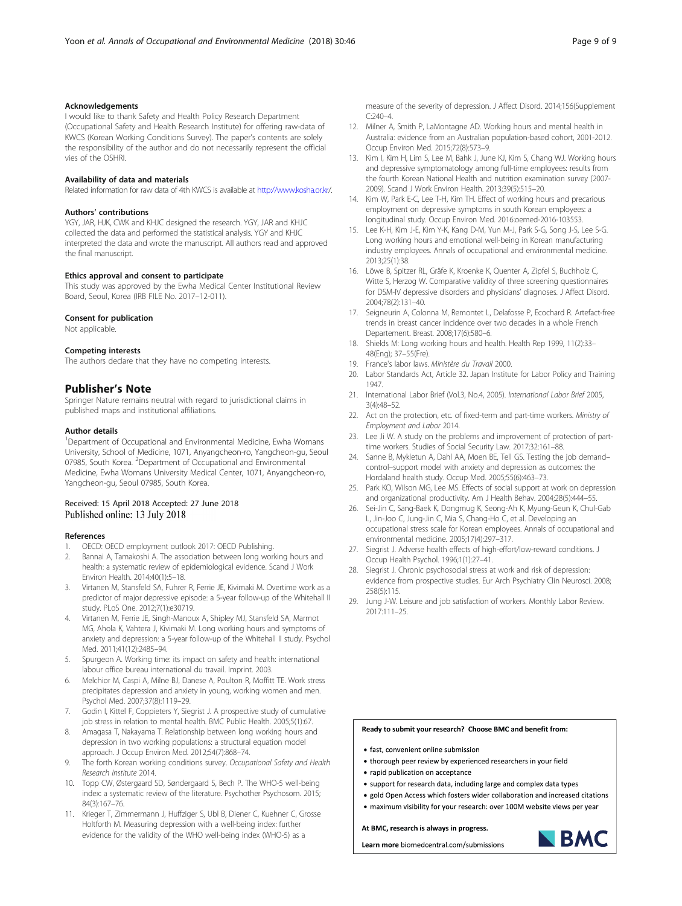### Acknowledgements

I would like to thank Safety and Health Policy Research Department (Occupational Safety and Health Research Institute) for offering raw-data of KWCS (Korean Working Conditions Survey). The paper's contents are solely the responsibility of the author and do not necessarily represent the official vies of the OSHRI.

### Availability of data and materials

Related information for raw data of 4th KWCS is available at http://www.kosha.or.kr/.

### Authors' contributions

YGY, JAR, HJK, CWK and KHJC designed the research. YGY, JAR and KHJC collected the data and performed the statistical analysis. YGY and KHJC interpreted the data and wrote the manuscript. All authors read and approved the final manuscript.

### Ethics approval and consent to participate

This study was approved by the Ewha Medical Center Institutional Review Board, Seoul, Korea (IRB FILE No. 2017–12-011).

### Consent for publication

Not applicable.

### Competing interests

The authors declare that they have no competing interests.

## Publisher's Note

Springer Nature remains neutral with regard to jurisdictional claims in published maps and institutional affiliations.

### Author details

[1]Department of Occupational and Environmental Medicine, Ewha Womans University, School of Medicine, 1071, Anyangcheon-ro, Yangcheon-gu, Seoul 07985, South Korea. [2]Department of Occupational and Environmental Medicine, Ewha Womans University Medical Center, 1071, Anyangcheon-ro, Yangcheon-gu, Seoul 07985, South Korea.

Received: 15 April 2018 Accepted: 27 June 2018
Published online: 13 July 2018

### References

1. OECD: OECD employment outlook 2017: OECD Publishing.
2. Bannai A, Tamakoshi A. The association between long working hours and health: a systematic review of epidemiological evidence. Scand J Work Environ Health. 2014;40(1):5–18.
3. Virtanen M, Stansfeld SA, Fuhrer R, Ferrie JE, Kivimaki M. Overtime work as a predictor of major depressive episode: a 5-year follow-up of the Whitehall II study. PLoS One. 2012;7(1):e30719.
4. Virtanen M, Ferrie JE, Singh-Manoux A, Shipley MJ, Stansfeld SA, Marmot MG, Ahola K, Vahtera J, Kivimaki M. Long working hours and symptoms of anxiety and depression: a 5-year follow-up of the Whitehall II study. Psychol Med. 2011;41(12):2485–94.
5. Spurgeon A. Working time: its impact on safety and health: international labour office bureau international du travail. Imprint. 2003.
6. Melchior M, Caspi A, Milne BJ, Danese A, Poulton R, Moffitt TE. Work stress precipitates depression and anxiety in young, working women and men. Psychol Med. 2007;37(8):1119–29.
7. Godin I, Kittel F, Coppieters Y, Siegrist J. A prospective study of cumulative job stress in relation to mental health. BMC Public Health. 2005;5(1):67.
8. Amagasa T, Nakayama T. Relationship between long working hours and depression in two working populations: a structural equation model approach. J Occup Environ Med. 2012;54(7):868–74.
9. The forth Korean working conditions survey. *Occupational Safety and Health Research Institute* 2014.
10. Topp CW, Østergaard SD, Søndergaard S, Bech P. The WHO-5 well-being index: a systematic review of the literature. Psychother Psychosom. 2015; 84(3):167–76.
11. Krieger T, Zimmermann J, Huffziger S, Ubl B, Diener C, Kuehner C, Grosse Holtforth M. Measuring depression with a well-being index: further evidence for the validity of the WHO well-being index (WHO-5) as a measure of the severity of depression. J Affect Disord. 2014;156(Supplement C:240–4.
12. Milner A, Smith P, LaMontagne AD. Working hours and mental health in Australia: evidence from an Australian population-based cohort, 2001-2012. Occup Environ Med. 2015;72(8):573–9.
13. Kim I, Kim H, Lim S, Lee M, Bahk J, June KJ, Kim S, Chang WJ. Working hours and depressive symptomatology among full-time employees: results from the fourth Korean National Health and nutrition examination survey (2007-2009). Scand J Work Environ Health. 2013;39(5):515–20.
14. Kim W, Park E-C, Lee T-H, Kim TH. Effect of working hours and precarious employment on depressive symptoms in south Korean employees: a longitudinal study. Occup Environ Med. 2016:oemed-2016-103553.
15. Lee K-H, Kim J-E, Kim Y-K, Kang D-M, Yun M-J, Park S-G, Song J-S, Lee S-G. Long working hours and emotional well-being in Korean manufacturing industry employees. Annals of occupational and environmental medicine. 2013;25(1):38.
16. Löwe B, Spitzer RL, Gräfe K, Kroenke K, Quenter A, Zipfel S, Buchholz C, Witte S, Herzog W. Comparative validity of three screening questionnaires for DSM-IV depressive disorders and physicians' diagnoses. J Affect Disord. 2004;78(2):131–40.
17. Seigneurin A, Colonna M, Remontet L, Delafosse P, Ecochard R. Artefact-free trends in breast cancer incidence over two decades in a whole French Departement. Breast. 2008;17(6):580–6.
18. Shields M: Long working hours and health. Health Rep 1999, 11(2):33–48(Eng); 37–55(Fre).
19. France's labor laws. *Ministère du Travail* 2000.
20. Labor Standards Act, Article 32. Japan Institute for Labor Policy and Training 1947.
21. International Labor Brief (Vol.3, No.4, 2005). *International Labor Brief* 2005, 3(4):48–52.
22. Act on the protection, etc. of fixed-term and part-time workers. *Ministry of Employment and Labor* 2014.
23. Lee Ji W. A study on the problems and improvement of protection of part-time workers. Studies of Social Security Law. 2017;32:161–88.
24. Sanne B, Mykletun A, Dahl AA, Moen BE, Tell GS. Testing the job demand–control–support model with anxiety and depression as outcomes: the Hordaland health study. Occup Med. 2005;55(6):463–73.
25. Park KO, Wilson MG, Lee MS. Effects of social support at work on depression and organizational productivity. Am J Health Behav. 2004;28(5):444–55.
26. Sei-Jin C, Sang-Baek K, Dongmug K, Seong-Ah K, Myung-Geun K, Chul-Gab L, Jin-Joo C, Jung-Jin C, Mia S, Chang-Ho C, et al. Developing an occupational stress scale for Korean employees. Annals of occupational and environmental medicine. 2005;17(4):297–317.
27. Siegrist J. Adverse health effects of high-effort/low-reward conditions. J Occup Health Psychol. 1996;1(1):27–41.
28. Siegrist J. Chronic psychosocial stress at work and risk of depression: evidence from prospective studies. Eur Arch Psychiatry Clin Neurosci. 2008; 258(5):115.
29. Jung J-W. Leisure and job satisfaction of workers. Monthly Labor Review. 2017:111–25.

**Ready to submit your research? Choose BMC and benefit from:**

- fast, convenient online submission
- thorough peer review by experienced researchers in your field
- rapid publication on acceptance
- support for research data, including large and complex data types
- gold Open Access which fosters wider collaboration and increased citations
- maximum visibility for your research: over 100M website views per year

**At BMC, research is always in progress.**

**Learn more** biomedcentral.com/submissions

BMC